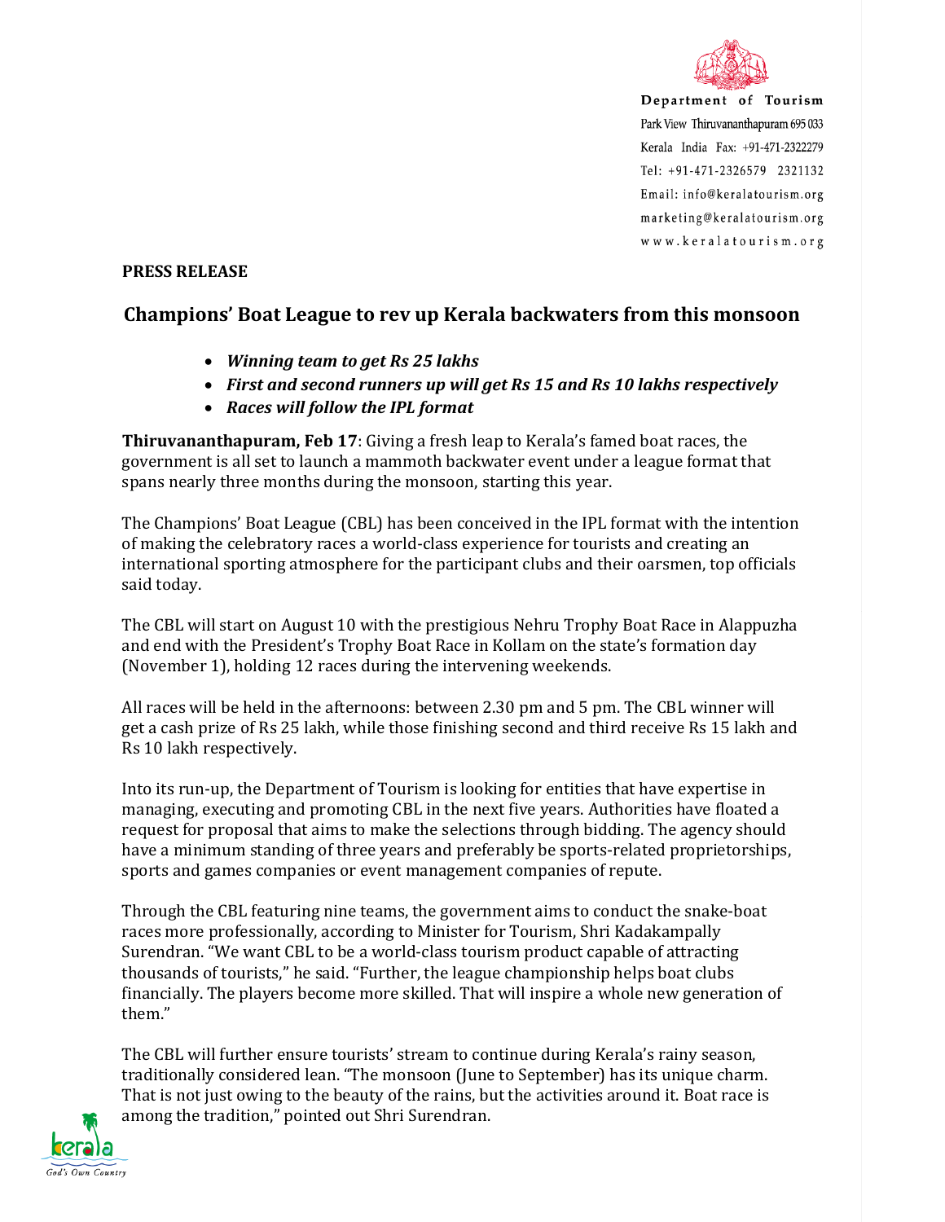Department of Tourism
Park View Thiruvananthapuram 695 033
Kerala India Fax: +91-471-2322279
Tel: +91-471-2326579 2321132
Email: info@keralatourism.org
marketing@keralatourism.org
www.keralatourism.org

**PRESS RELEASE**

## Champions' Boat League to rev up Kerala backwaters from this monsoon

- ***Winning team to get Rs 25 lakhs***
- ***First and second runners up will get Rs 15 and Rs 10 lakhs respectively***
- ***Races will follow the IPL format***

**Thiruvananthapuram, Feb 17**: Giving a fresh leap to Kerala's famed boat races, the government is all set to launch a mammoth backwater event under a league format that spans nearly three months during the monsoon, starting this year.

The Champions' Boat League (CBL) has been conceived in the IPL format with the intention of making the celebratory races a world-class experience for tourists and creating an international sporting atmosphere for the participant clubs and their oarsmen, top officials said today.

The CBL will start on August 10 with the prestigious Nehru Trophy Boat Race in Alappuzha and end with the President's Trophy Boat Race in Kollam on the state's formation day (November 1), holding 12 races during the intervening weekends.

All races will be held in the afternoons: between 2.30 pm and 5 pm. The CBL winner will get a cash prize of Rs 25 lakh, while those finishing second and third receive Rs 15 lakh and Rs 10 lakh respectively.

Into its run-up, the Department of Tourism is looking for entities that have expertise in managing, executing and promoting CBL in the next five years. Authorities have floated a request for proposal that aims to make the selections through bidding. The agency should have a minimum standing of three years and preferably be sports-related proprietorships, sports and games companies or event management companies of repute.

Through the CBL featuring nine teams, the government aims to conduct the snake-boat races more professionally, according to Minister for Tourism, Shri Kadakampally Surendran. "We want CBL to be a world-class tourism product capable of attracting thousands of tourists," he said. "Further, the league championship helps boat clubs financially. The players become more skilled. That will inspire a whole new generation of them."

The CBL will further ensure tourists' stream to continue during Kerala's rainy season, traditionally considered lean. "The monsoon (June to September) has its unique charm. That is not just owing to the beauty of the rains, but the activities around it. Boat race is among the tradition," pointed out Shri Surendran.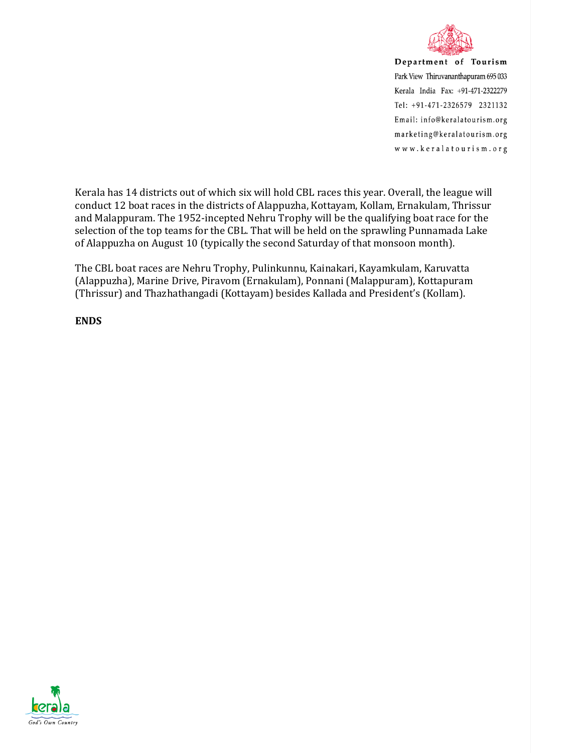Department of Tourism
Park View Thiruvananthapuram 695 033
Kerala India Fax: +91-471-2322279
Tel: +91-471-2326579 2321132
Email: info@keralatourism.org
marketing@keralatourism.org
www.keralatourism.org

Kerala has 14 districts out of which six will hold CBL races this year. Overall, the league will conduct 12 boat races in the districts of Alappuzha, Kottayam, Kollam, Ernakulam, Thrissur and Malappuram. The 1952-incepted Nehru Trophy will be the qualifying boat race for the selection of the top teams for the CBL. That will be held on the sprawling Punnamada Lake of Alappuzha on August 10 (typically the second Saturday of that monsoon month).

The CBL boat races are Nehru Trophy, Pulinkunnu, Kainakari, Kayamkulam, Karuvatta (Alappuzha), Marine Drive, Piravom (Ernakulam), Ponnani (Malappuram), Kottapuram (Thrissur) and Thazhathangadi (Kottayam) besides Kallada and President's (Kollam).

**ENDS**